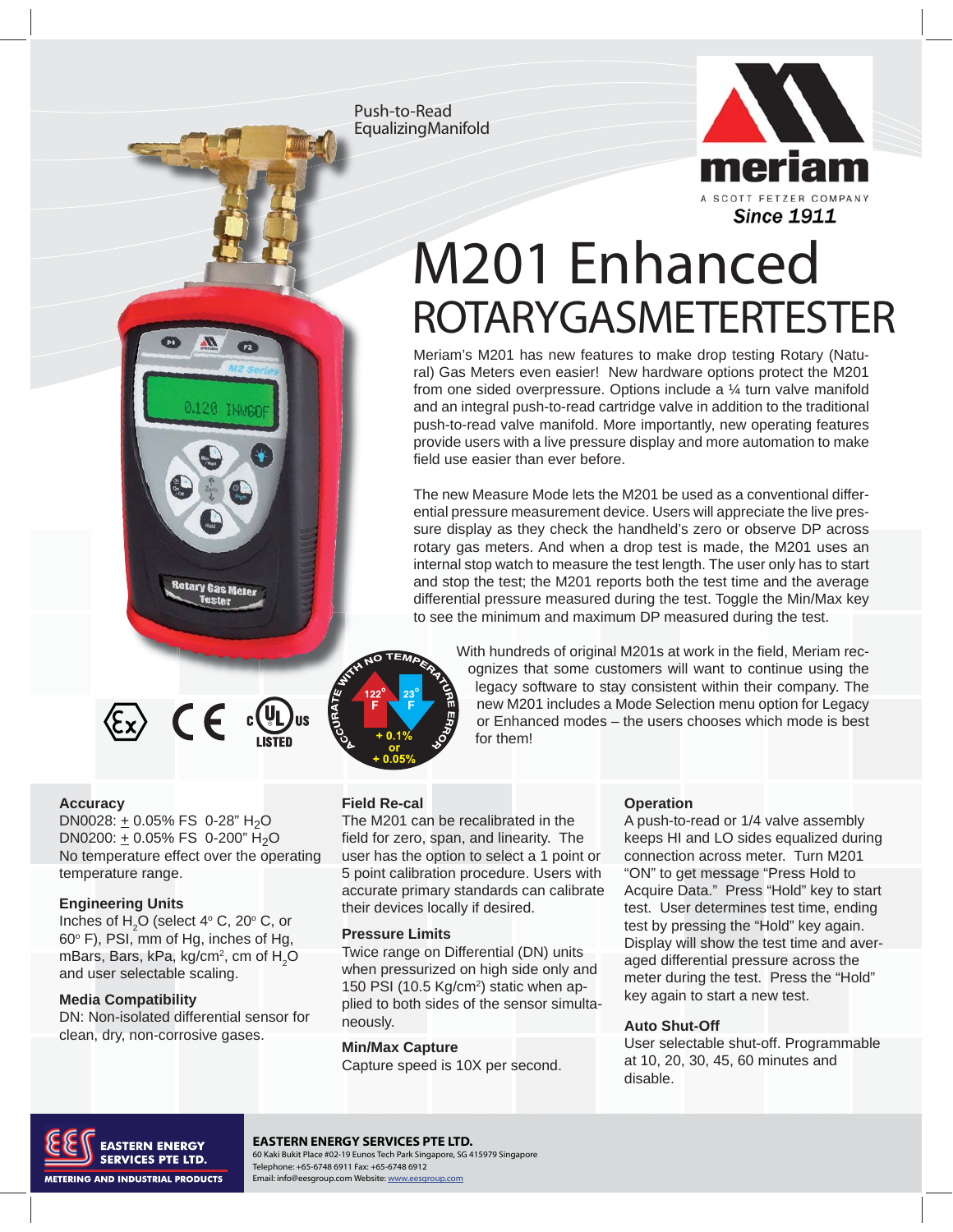Push-to-Read EqualizingManifold

meriam

A SCOTT FETZER COMPANY

Since 1911

# M201 Enhanced
## ROTARYGASMETERTESTER

Meriam's M201 has new features to make drop testing Rotary (Natural) Gas Meters even easier! New hardware options protect the M201 from one sided overpressure. Options include a ¼ turn valve manifold and an integral push-to-read cartridge valve in addition to the traditional push-to-read valve manifold. More importantly, new operating features provide users with a live pressure display and more automation to make field use easier than ever before.

The new Measure Mode lets the M201 be used as a conventional differential pressure measurement device. Users will appreciate the live pressure display as they check the handheld's zero or observe DP across rotary gas meters. And when a drop test is made, the M201 uses an internal stop watch to measure the test length. The user only has to start and stop the test; the M201 reports both the test time and the average differential pressure measured during the test. Toggle the Min/Max key to see the minimum and maximum DP measured during the test.

With hundreds of original M201s at work in the field, Meriam recognizes that some customers will want to continue using the legacy software to stay consistent within their company. The new M201 includes a Mode Selection menu option for Legacy or Enhanced modes – the users chooses which mode is best for them!

ACCURATE WITH NO TEMPERATURE ERROR: 122° F, 23° F, + 0.1% or + 0.05%

### Accuracy

DN0028: ± 0.05% FS 0-28" $H_2O$
DN0200: ± 0.05% FS 0-200" $H_2O$
No temperature effect over the operating temperature range.

### Engineering Units

Inches of $H_2O$ (select 4° C, 20° C, or 60° F), PSI, mm of Hg, inches of Hg, mBars, Bars, kPa, kg/cm², cm of $H_2O$ and user selectable scaling.

### Media Compatibility

DN: Non-isolated differential sensor for clean, dry, non-corrosive gases.

### Field Re-cal

The M201 can be recalibrated in the field for zero, span, and linearity. The user has the option to select a 1 point or 5 point calibration procedure. Users with accurate primary standards can calibrate their devices locally if desired.

### Pressure Limits

Twice range on Differential (DN) units when pressurized on high side only and 150 PSI (10.5 Kg/cm²) static when applied to both sides of the sensor simultaneously.

### Min/Max Capture

Capture speed is 10X per second.

### Operation

A push-to-read or 1/4 valve assembly keeps HI and LO sides equalized during connection across meter. Turn M201 "ON" to get message "Press Hold to Acquire Data." Press "Hold" key to start test. User determines test time, ending test by pressing the "Hold" key again. Display will show the test time and averaged differential pressure across the meter during the test. Press the "Hold" key again to start a new test.

### Auto Shut-Off

User selectable shut-off. Programmable at 10, 20, 30, 45, 60 minutes and disable.

**EASTERN ENERGY SERVICES PTE LTD.**
METERING AND INDUSTRIAL PRODUCTS
60 Kaki Bukit Place #02-19 Eunos Tech Park Singapore, SG 415979 Singapore
Telephone: +65-6748 6911 Fax: +65-6748 6912
Email: info@eesgroup.com Website: www.eesgroup.com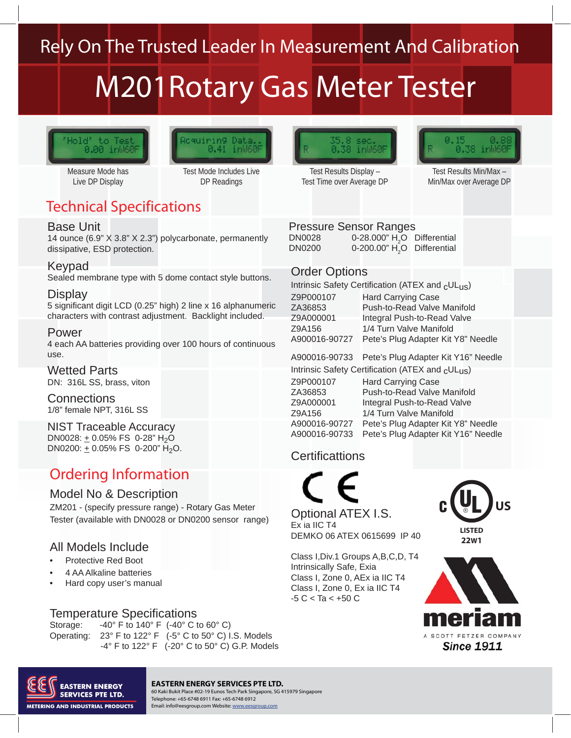Rely On The Trusted Leader In Measurement And Calibration

# M201Rotary Gas Meter Tester

'Hold' to Test 0.00 inW60F

Measure Mode has Live DP Display

Acquiring Data.. 0.41 inW60F

Test Mode Includes Live DP Readings

35.8 sec. R 0.38 inW60F

Test Results Display – Test Time over Average DP

0.15 0.88 R 0.38 inW60F

Test Results Min/Max – Min/Max over Average DP

## Technical Specifications

### Base Unit

14 ounce (6.9" X 3.8" X 2.3") polycarbonate, permanently dissipative, ESD protection.

### Keypad

Sealed membrane type with 5 dome contact style buttons.

### Display

5 significant digit LCD (0.25" high) 2 line x 16 alphanumeric characters with contrast adjustment. Backlight included.

### Power

4 each AA batteries providing over 100 hours of continuous use.

### Wetted Parts

DN: 316L SS, brass, viton

### Connections

1/8" female NPT, 316L SS

### NIST Traceable Accuracy

DN0028: ± 0.05% FS 0-28" $H_2O$
DN0200: ± 0.05% FS 0-200" $H_2O$.

### Pressure Sensor Ranges

| | | |
|---|---|---|
| DN0028 | 0-28.000" $H_2O$ | Differential |
| DN0200 | 0-200.00" $H_2O$ | Differential |

### Order Options

Intrinsic Safety Certification (ATEX and $_{C}UL_{US}$)

| | |
|---|---|
| Z9P000107 | Hard Carrying Case |
| ZA36853 | Push-to-Read Valve Manifold |
| Z9A000001 | Integral Push-to-Read Valve |
| Z9A156 | 1/4 Turn Valve Manifold |
| A900016-90727 | Pete's Plug Adapter Kit Y8" Needle |
| A900016-90733 | Pete's Plug Adapter Kit Y16" Needle |

Intrinsic Safety Certification (ATEX and $_{C}UL_{US}$)

| | |
|---|---|
| Z9P000107 | Hard Carrying Case |
| ZA36853 | Push-to-Read Valve Manifold |
| Z9A000001 | Integral Push-to-Read Valve |
| Z9A156 | 1/4 Turn Valve Manifold |
| A900016-90727 | Pete's Plug Adapter Kit Y8" Needle |
| A900016-90733 | Pete's Plug Adapter Kit Y16" Needle |

### Certificattions

CE

Optional ATEX I.S.
Ex ia IIC T4
DEMKO 06 ATEX 0615699 IP 40

c UL US
LISTED
22W1

Class I,Div.1 Groups A,B,C,D, T4
Intrinsically Safe, Exia
Class I, Zone 0, AEx ia IIC T4
Class I, Zone 0, Ex ia IIC T4
-5 C < Ta < +50 C

## Ordering Information

### Model No & Description

ZM201 - (specify pressure range) - Rotary Gas Meter Tester (available with DN0028 or DN0200 sensor range)

### All Models Include

- Protective Red Boot
- 4 AA Alkaline batteries
- Hard copy user's manual

### Temperature Specifications

Storage: -40° F to 140° F (-40° C to 60° C)
Operating: 23° F to 122° F (-5° C to 50° C) I.S. Models
-4° F to 122° F (-20° C to 50° C) G.P. Models

meriam
A SCOTT FETZER COMPANY
*Since 1911*

EASTERN ENERGY SERVICES PTE LTD.
METERING AND INDUSTRIAL PRODUCTS

**EASTERN ENERGY SERVICES PTE LTD.**
60 Kaki Bukit Place #02-19 Eunos Tech Park Singapore, SG 415979 Singapore
Telephone: +65-6748 6911 Fax: +65-6748 6912
Email: info@eesgroup.com Website: www.eesgroup.com